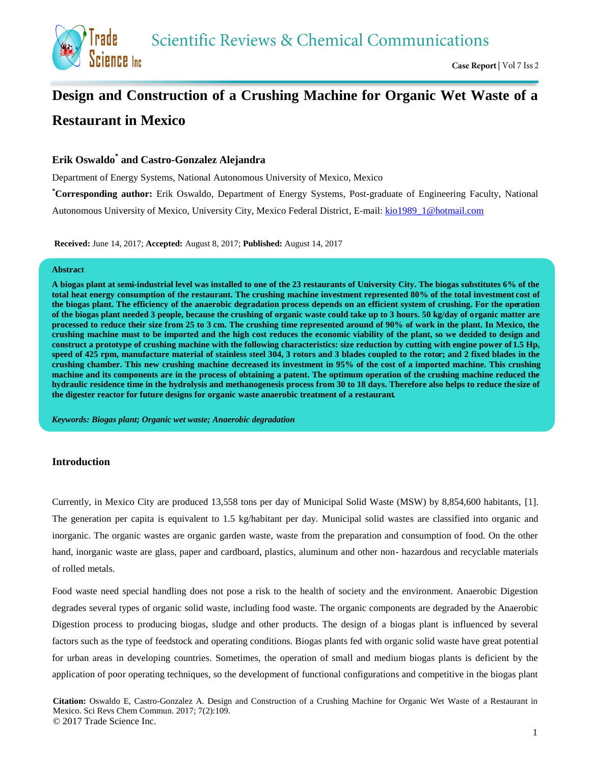# Design and Construction of a Crushing Machine for Organic Wet Waste of a Restaurant in Mexico

**Erik Oswaldo*** **and Castro-Gonzalez Alejandra**

Department of Energy Systems, National Autonomous University of Mexico, Mexico

***Corresponding author:** Erik Oswaldo, Department of Energy Systems, Post-graduate of Engineering Faculty, National Autonomous University of Mexico, University City, Mexico Federal District, E-mail: kio1989_1@hotmail.com

**Received:** June 14, 2017; **Accepted:** August 8, 2017; **Published:** August 14, 2017

## Abstract

**A biogas plant at semi-industrial level was installed to one of the 23 restaurants of University City. The biogas substitutes 6% of the total heat energy consumption of the restaurant. The crushing machine investment represented 80% of the total investment cost of the biogas plant. The efficiency of the anaerobic degradation process depends on an efficient system of crushing. For the operation of the biogas plant needed 3 people, because the crushing of organic waste could take up to 3 hours. 50 kg/day of organic matter are processed to reduce their size from 25 to 3 cm. The crushing time represented around of 90% of work in the plant. In Mexico, the crushing machine must to be imported and the high cost reduces the economic viability of the plant, so we decided to design and construct a prototype of crushing machine with the following characteristics: size reduction by cutting with engine power of 1.5 Hp, speed of 425 rpm, manufacture material of stainless steel 304, 3 rotors and 3 blades coupled to the rotor; and 2 fixed blades in the crushing chamber. This new crushing machine decreased its investment in 95% of the cost of a imported machine. This crushing machine and its components are in the process of obtaining a patent. The optimum operation of the crushing machine reduced the hydraulic residence time in the hydrolysis and methanogenesis process from 30 to 18 days. Therefore also helps to reduce the size of the digester reactor for future designs for organic waste anaerobic treatment of a restaurant.**

***Keywords: Biogas plant; Organic wet waste; Anaerobic degradation***

## Introduction

Currently, in Mexico City are produced 13,558 tons per day of Municipal Solid Waste (MSW) by 8,854,600 habitants, [1]. The generation per capita is equivalent to 1.5 kg/habitant per day. Municipal solid wastes are classified into organic and inorganic. The organic wastes are organic garden waste, waste from the preparation and consumption of food. On the other hand, inorganic waste are glass, paper and cardboard, plastics, aluminum and other non- hazardous and recyclable materials of rolled metals.

Food waste need special handling does not pose a risk to the health of society and the environment. Anaerobic Digestion degrades several types of organic solid waste, including food waste. The organic components are degraded by the Anaerobic Digestion process to producing biogas, sludge and other products. The design of a biogas plant is influenced by several factors such as the type of feedstock and operating conditions. Biogas plants fed with organic solid waste have great potential for urban areas in developing countries. Sometimes, the operation of small and medium biogas plants is deficient by the application of poor operating techniques, so the development of functional configurations and competitive in the biogas plant

**Citation:** Oswaldo E, Castro-Gonzalez A. Design and Construction of a Crushing Machine for Organic Wet Waste of a Restaurant in Mexico. Sci Revs Chem Commun. 2017; 7(2):109.
© 2017 Trade Science Inc.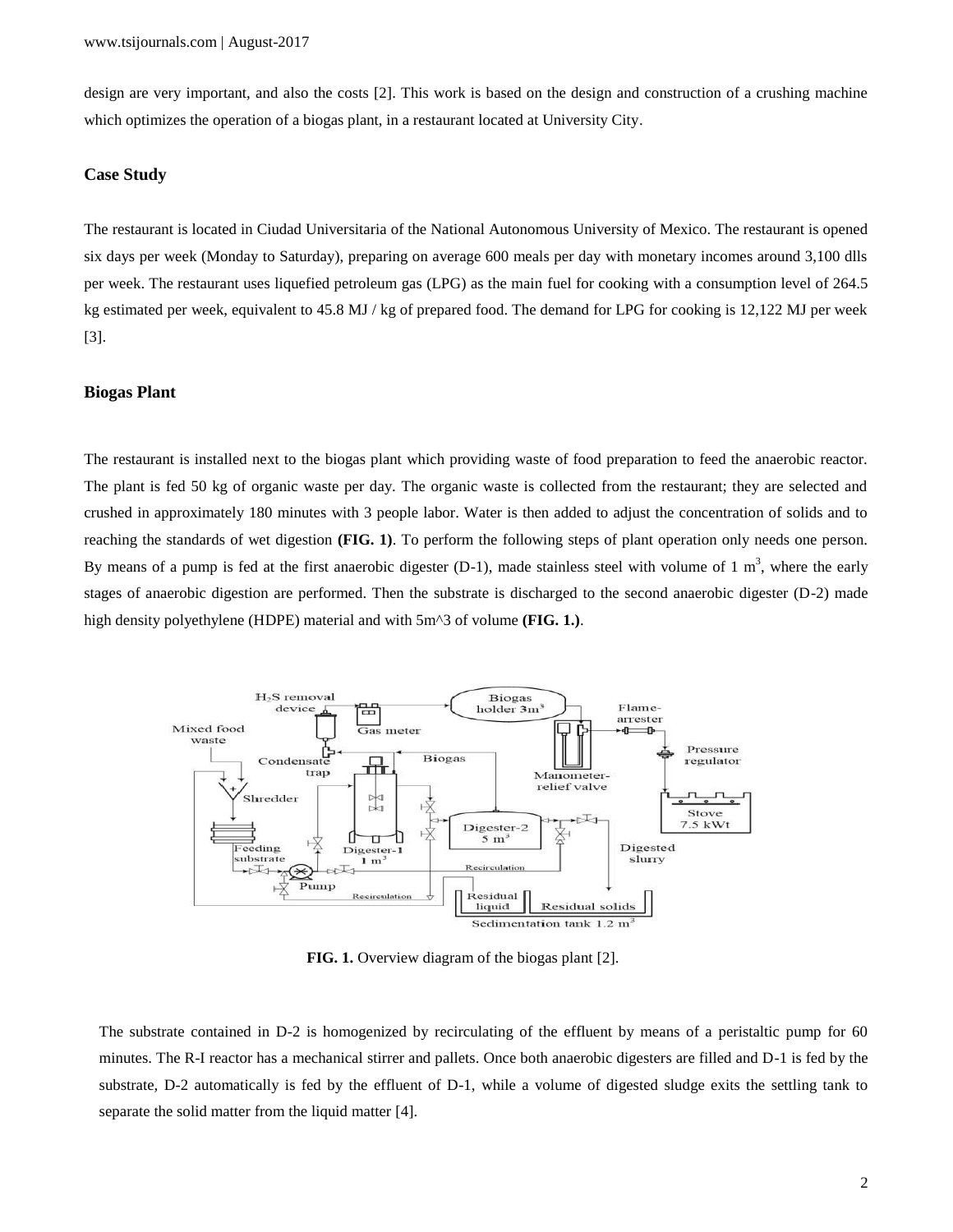design are very important, and also the costs [2]. This work is based on the design and construction of a crushing machine which optimizes the operation of a biogas plant, in a restaurant located at University City.

### Case Study

The restaurant is located in Ciudad Universitaria of the National Autonomous University of Mexico. The restaurant is opened six days per week (Monday to Saturday), preparing on average 600 meals per day with monetary incomes around 3,100 dlls per week. The restaurant uses liquefied petroleum gas (LPG) as the main fuel for cooking with a consumption level of 264.5 kg estimated per week, equivalent to 45.8 MJ / kg of prepared food. The demand for LPG for cooking is 12,122 MJ per week [3].

### Biogas Plant

The restaurant is installed next to the biogas plant which providing waste of food preparation to feed the anaerobic reactor. The plant is fed 50 kg of organic waste per day. The organic waste is collected from the restaurant; they are selected and crushed in approximately 180 minutes with 3 people labor. Water is then added to adjust the concentration of solids and to reaching the standards of wet digestion **(FIG. 1)**. To perform the following steps of plant operation only needs one person. By means of a pump is fed at the first anaerobic digester (D-1), made stainless steel with volume of 1 $m^3$, where the early stages of anaerobic digestion are performed. Then the substrate is discharged to the second anaerobic digester (D-2) made high density polyethylene (HDPE) material and with 5m^3 of volume **(FIG. 1.)**.

**FIG. 1.** Overview diagram of the biogas plant [2].

The substrate contained in D-2 is homogenized by recirculating of the effluent by means of a peristaltic pump for 60 minutes. The R-I reactor has a mechanical stirrer and pallets. Once both anaerobic digesters are filled and D-1 is fed by the substrate, D-2 automatically is fed by the effluent of D-1, while a volume of digested sludge exits the settling tank to separate the solid matter from the liquid matter [4].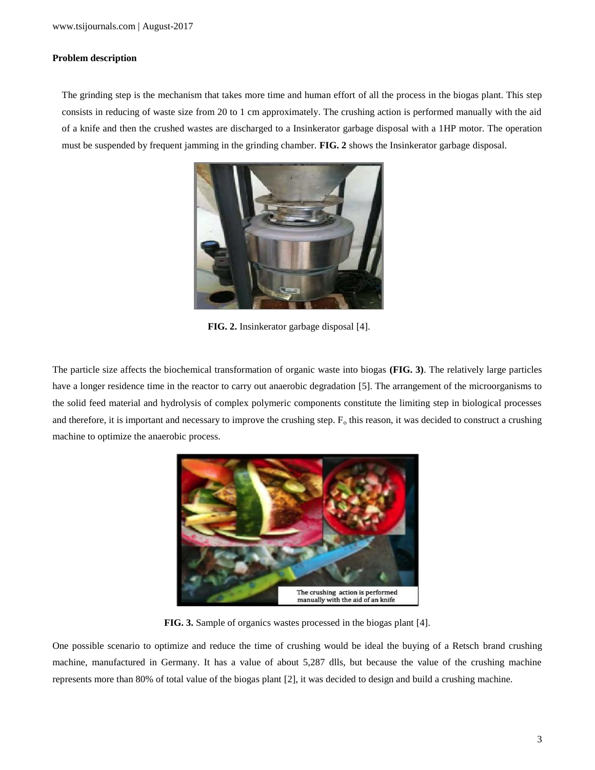**Problem description**

The grinding step is the mechanism that takes more time and human effort of all the process in the biogas plant. This step consists in reducing of waste size from 20 to 1 cm approximately. The crushing action is performed manually with the aid of a knife and then the crushed wastes are discharged to a Insinkerator garbage disposal with a 1HP motor. The operation must be suspended by frequent jamming in the grinding chamber. **FIG. 2** shows the Insinkerator garbage disposal.

**FIG. 2.** Insinkerator garbage disposal [4].

The particle size affects the biochemical transformation of organic waste into biogas **(FIG. 3)**. The relatively large particles have a longer residence time in the reactor to carry out anaerobic degradation [5]. The arrangement of the microorganisms to the solid feed material and hydrolysis of complex polymeric components constitute the limiting step in biological processes and therefore, it is important and necessary to improve the crushing step. $F_o$ this reason, it was decided to construct a crushing machine to optimize the anaerobic process.

**FIG. 3.** Sample of organics wastes processed in the biogas plant [4].

One possible scenario to optimize and reduce the time of crushing would be ideal the buying of a Retsch brand crushing machine, manufactured in Germany. It has a value of about 5,287 dlls, but because the value of the crushing machine represents more than 80% of total value of the biogas plant [2], it was decided to design and build a crushing machine.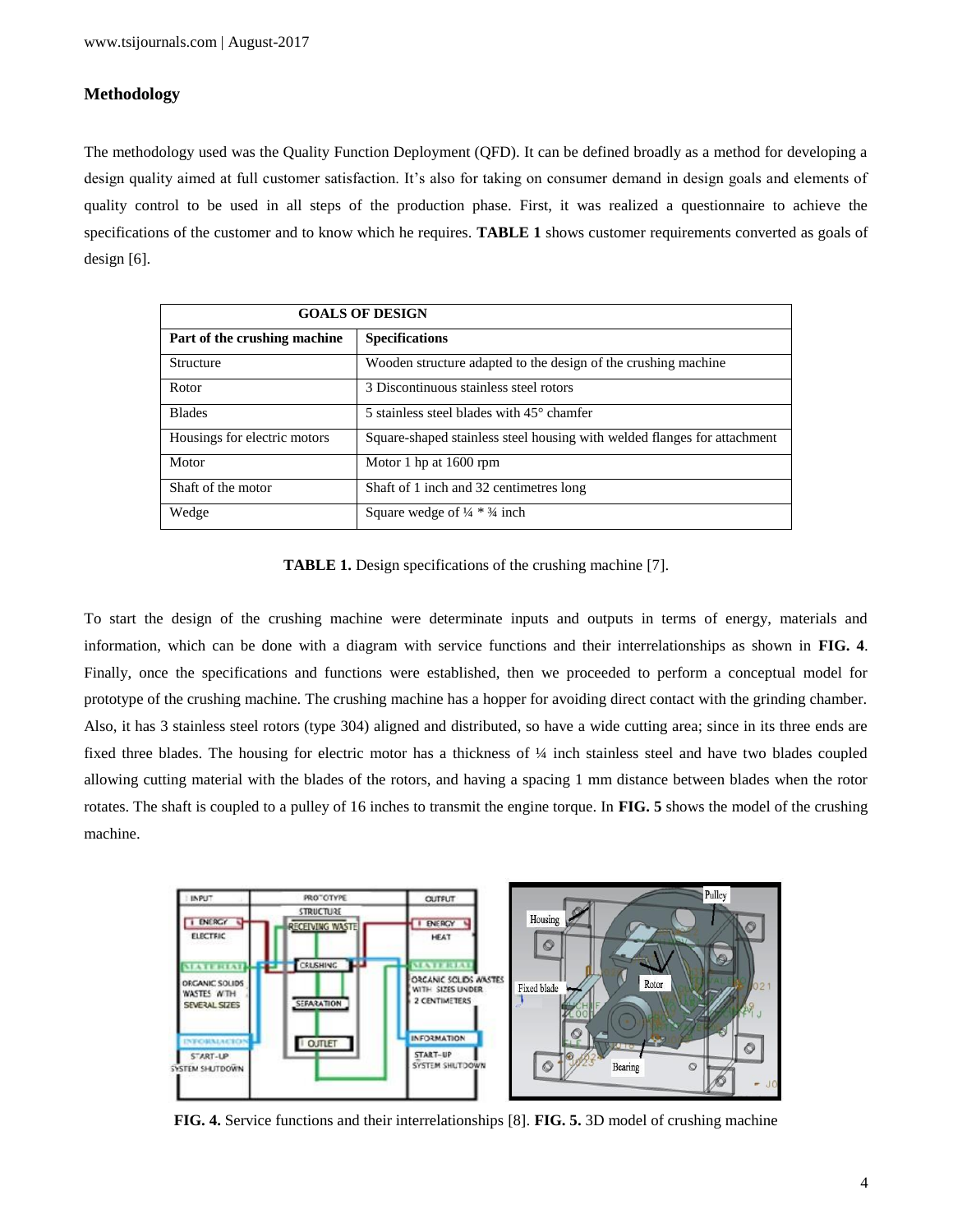## Methodology

The methodology used was the Quality Function Deployment (QFD). It can be defined broadly as a method for developing a design quality aimed at full customer satisfaction. It's also for taking on consumer demand in design goals and elements of quality control to be used in all steps of the production phase. First, it was realized a questionnaire to achieve the specifications of the customer and to know which he requires. **TABLE 1** shows customer requirements converted as goals of design [6].

| GOALS OF DESIGN | |
|---|---|
| **Part of the crushing machine** | **Specifications** |
| Structure | Wooden structure adapted to the design of the crushing machine |
| Rotor | 3 Discontinuous stainless steel rotors |
| Blades | 5 stainless steel blades with 45° chamfer |
| Housings for electric motors | Square-shaped stainless steel housing with welded flanges for attachment |
| Motor | Motor 1 hp at 1600 rpm |
| Shaft of the motor | Shaft of 1 inch and 32 centimetres long |
| Wedge | Square wedge of ¼ * ¾ inch |

**TABLE 1.** Design specifications of the crushing machine [7].

To start the design of the crushing machine were determinate inputs and outputs in terms of energy, materials and information, which can be done with a diagram with service functions and their interrelationships as shown in **FIG. 4**. Finally, once the specifications and functions were established, then we proceeded to perform a conceptual model for prototype of the crushing machine. The crushing machine has a hopper for avoiding direct contact with the grinding chamber. Also, it has 3 stainless steel rotors (type 304) aligned and distributed, so have a wide cutting area; since in its three ends are fixed three blades. The housing for electric motor has a thickness of ¼ inch stainless steel and have two blades coupled allowing cutting material with the blades of the rotors, and having a spacing 1 mm distance between blades when the rotor rotates. The shaft is coupled to a pulley of 16 inches to transmit the engine torque. In **FIG. 5** shows the model of the crushing machine.

**FIG. 4.** Service functions and their interrelationships [8]. **FIG. 5.** 3D model of crushing machine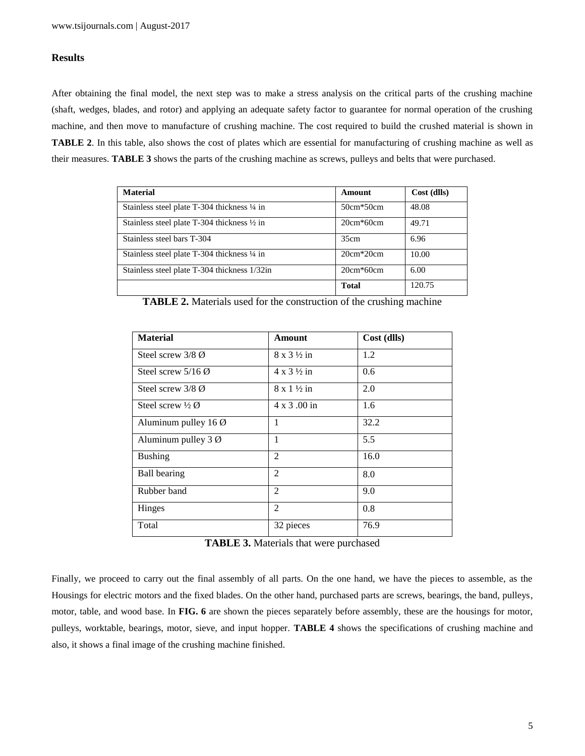## Results

After obtaining the final model, the next step was to make a stress analysis on the critical parts of the crushing machine (shaft, wedges, blades, and rotor) and applying an adequate safety factor to guarantee for normal operation of the crushing machine, and then move to manufacture of crushing machine. The cost required to build the crushed material is shown in **TABLE 2**. In this table, also shows the cost of plates which are essential for manufacturing of crushing machine as well as their measures. **TABLE 3** shows the parts of the crushing machine as screws, pulleys and belts that were purchased.

| Material | Amount | Cost (dlls) |
|---|---|---|
| Stainless steel plate T-304 thickness ¼ in | 50cm*50cm | 48.08 |
| Stainless steel plate T-304 thickness ½ in | 20cm*60cm | 49.71 |
| Stainless steel bars T-304 | 35cm | 6.96 |
| Stainless steel plate T-304 thickness ¼ in | 20cm*20cm | 10.00 |
| Stainless steel plate T-304 thickness 1/32in | 20cm*60cm | 6.00 |
| | **Total** | 120.75 |

**TABLE 2.** Materials used for the construction of the crushing machine

| Material | Amount | Cost (dlls) |
|---|---|---|
| Steel screw 3/8 Ø | 8 x 3 ½ in | 1.2 |
| Steel screw 5/16 Ø | 4 x 3 ½ in | 0.6 |
| Steel screw 3/8 Ø | 8 x 1 ½ in | 2.0 |
| Steel screw ½ Ø | 4 x 3 .00 in | 1.6 |
| Aluminum pulley 16 Ø | 1 | 32.2 |
| Aluminum pulley 3 Ø | 1 | 5.5 |
| Bushing | 2 | 16.0 |
| Ball bearing | 2 | 8.0 |
| Rubber band | 2 | 9.0 |
| Hinges | 2 | 0.8 |
| Total | 32 pieces | 76.9 |

**TABLE 3.** Materials that were purchased

Finally, we proceed to carry out the final assembly of all parts. On the one hand, we have the pieces to assemble, as the Housings for electric motors and the fixed blades. On the other hand, purchased parts are screws, bearings, the band, pulleys, motor, table, and wood base. In **FIG. 6** are shown the pieces separately before assembly, these are the housings for motor, pulleys, worktable, bearings, motor, sieve, and input hopper. **TABLE 4** shows the specifications of crushing machine and also, it shows a final image of the crushing machine finished.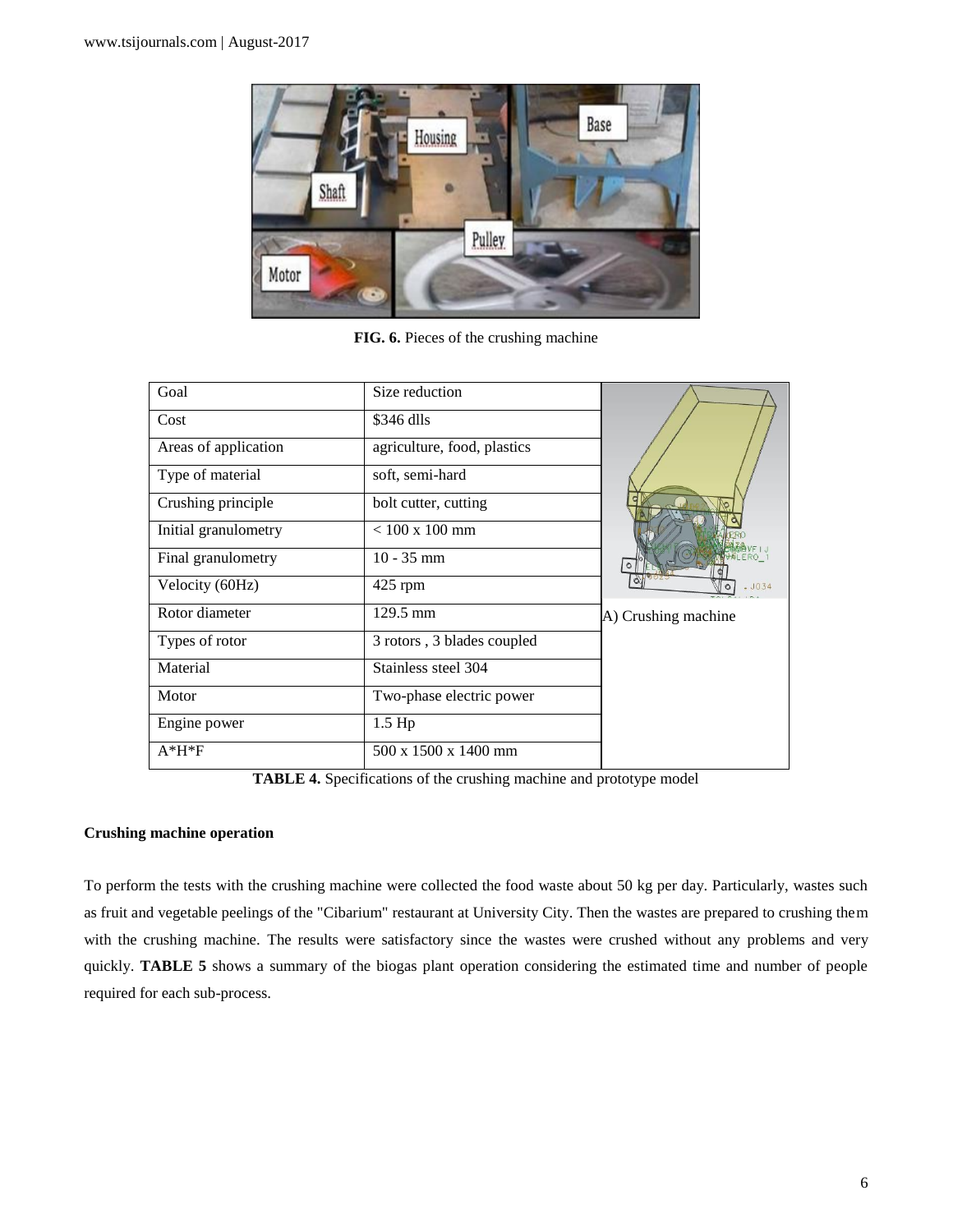**FIG. 6.** Pieces of the crushing machine

| Goal | Size reduction | A) Crushing machine |
|---|---|---|
| Cost | \$346 dlls | |
| Areas of application | agriculture, food, plastics | |
| Type of material | soft, semi-hard | |
| Crushing principle | bolt cutter, cutting | |
| Initial granulometry | < 100 x 100 mm | |
| Final granulometry | 10 - 35 mm | |
| Velocity (60Hz) | 425 rpm | |
| Rotor diameter | 129.5 mm | |
| Types of rotor | 3 rotors , 3 blades coupled | |
| Material | Stainless steel 304 | |
| Motor | Two-phase electric power | |
| Engine power | 1.5 Hp | |
| A*H*F | 500 x 1500 x 1400 mm | |

**TABLE 4.** Specifications of the crushing machine and prototype model

**Crushing machine operation**

To perform the tests with the crushing machine were collected the food waste about 50 kg per day. Particularly, wastes such as fruit and vegetable peelings of the "Cibarium" restaurant at University City. Then the wastes are prepared to crushing them with the crushing machine. The results were satisfactory since the wastes were crushed without any problems and very quickly. **TABLE 5** shows a summary of the biogas plant operation considering the estimated time and number of people required for each sub-process.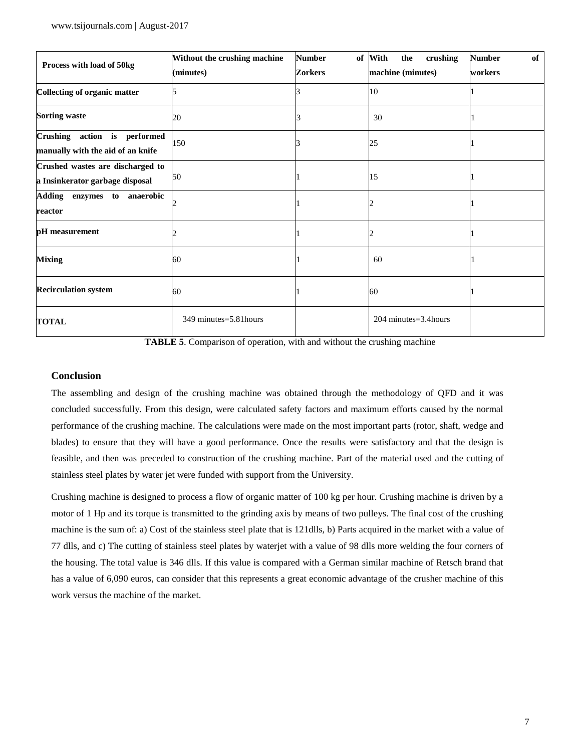| Process with load of 50kg | Without the crushing machine (minutes) | Number of Zorkers | With the crushing machine (minutes) | Number of workers |
|---|---|---|---|---|
| **Collecting of organic matter** | 5 | 3 | 10 | 1 |
| **Sorting waste** | 20 | 3 | 30 | 1 |
| **Crushing action is performed manually with the aid of an knife** | 150 | 3 | 25 | 1 |
| **Crushed wastes are discharged to a Insinkerator garbage disposal** | 50 | 1 | 15 | 1 |
| **Adding enzymes to anaerobic reactor** | 2 | 1 | 2 | 1 |
| **pH measurement** | 2 | 1 | 2 | 1 |
| **Mixing** | 60 | 1 | 60 | 1 |
| **Recirculation system** | 60 | 1 | 60 | 1 |
| **TOTAL** | 349 minutes=5.81hours | | 204 minutes=3.4hours | |

**TABLE 5**. Comparison of operation, with and without the crushing machine

### Conclusion

The assembling and design of the crushing machine was obtained through the methodology of QFD and it was concluded successfully. From this design, were calculated safety factors and maximum efforts caused by the normal performance of the crushing machine. The calculations were made on the most important parts (rotor, shaft, wedge and blades) to ensure that they will have a good performance. Once the results were satisfactory and that the design is feasible, and then was preceded to construction of the crushing machine. Part of the material used and the cutting of stainless steel plates by water jet were funded with support from the University.

Crushing machine is designed to process a flow of organic matter of 100 kg per hour. Crushing machine is driven by a motor of 1 Hp and its torque is transmitted to the grinding axis by means of two pulleys. The final cost of the crushing machine is the sum of: a) Cost of the stainless steel plate that is 121dlls, b) Parts acquired in the market with a value of 77 dlls, and c) The cutting of stainless steel plates by waterjet with a value of 98 dlls more welding the four corners of the housing. The total value is 346 dlls. If this value is compared with a German similar machine of Retsch brand that has a value of 6,090 euros, can consider that this represents a great economic advantage of the crusher machine of this work versus the machine of the market.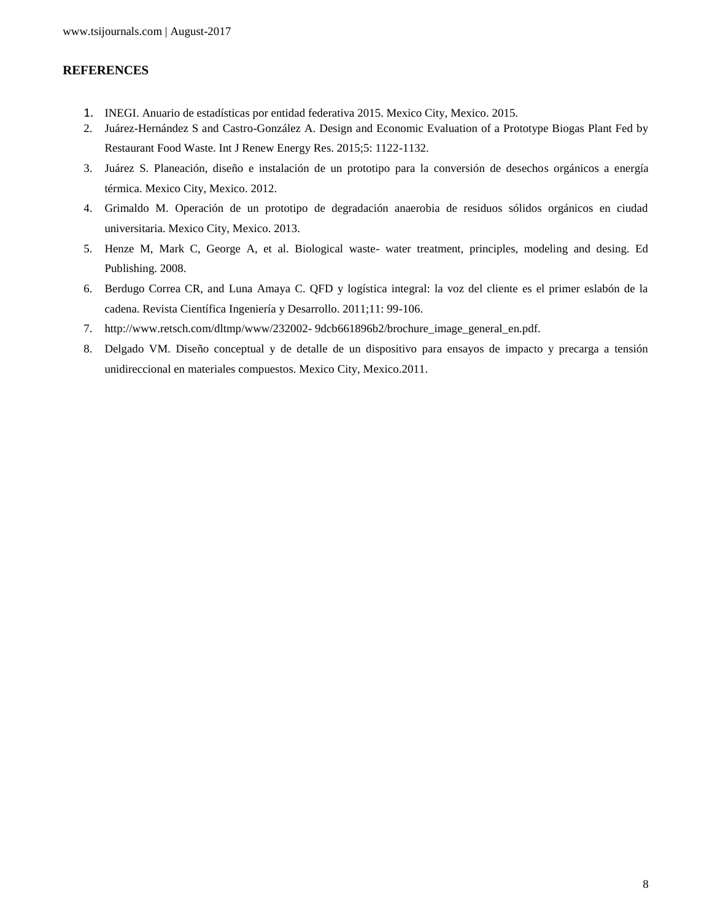## REFERENCES

1. INEGI. Anuario de estadísticas por entidad federativa 2015. Mexico City, Mexico. 2015.
2. Juárez-Hernández S and Castro-González A. Design and Economic Evaluation of a Prototype Biogas Plant Fed by Restaurant Food Waste. Int J Renew Energy Res. 2015;5: 1122-1132.
3. Juárez S. Planeación, diseño e instalación de un prototipo para la conversión de desechos orgánicos a energía térmica. Mexico City, Mexico. 2012.
4. Grimaldo M. Operación de un prototipo de degradación anaerobia de residuos sólidos orgánicos en ciudad universitaria. Mexico City, Mexico. 2013.
5. Henze M, Mark C, George A, et al. Biological waste- water treatment, principles, modeling and desing. Ed Publishing. 2008.
6. Berdugo Correa CR, and Luna Amaya C. QFD y logística integral: la voz del cliente es el primer eslabón de la cadena. Revista Científica Ingeniería y Desarrollo. 2011;11: 99-106.
7. http://www.retsch.com/dltmp/www/232002- 9dcb661896b2/brochure_image_general_en.pdf.
8. Delgado VM. Diseño conceptual y de detalle de un dispositivo para ensayos de impacto y precarga a tensión unidireccional en materiales compuestos. Mexico City, Mexico.2011.